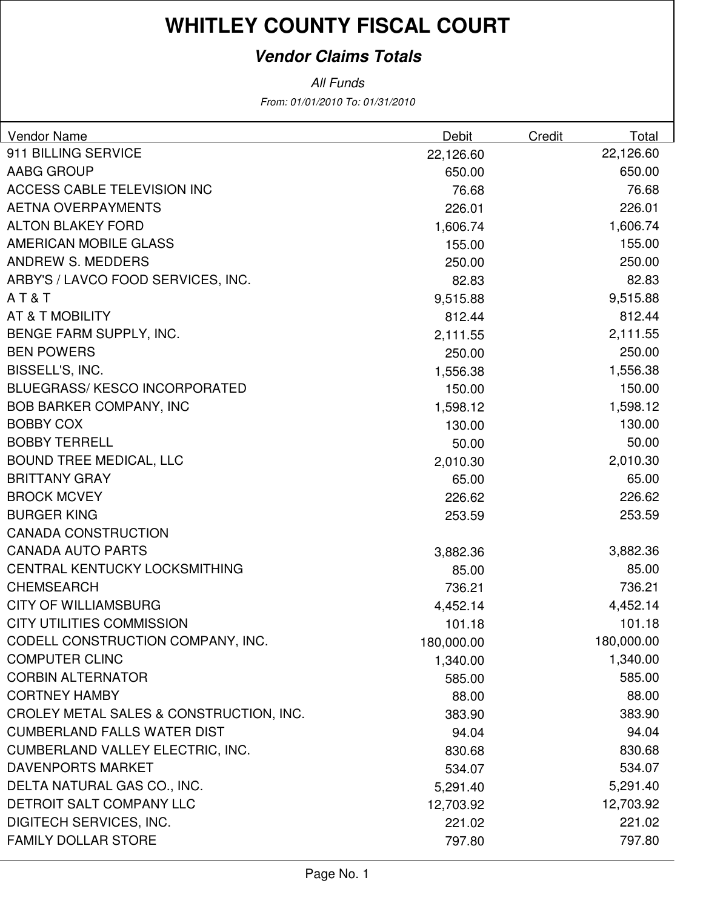# WHITLEY COUNTY FISCAL COURT

## *Vendor Claims Totals*

*All Funds*

*From: 01/01/2010 To: 01/31/2010*

| Vendor Name | Debit | Credit | Total |
|---|---|---|---|
| 911 BILLING SERVICE | 22,126.60 | | 22,126.60 |
| AABG GROUP | 650.00 | | 650.00 |
| ACCESS CABLE TELEVISION INC | 76.68 | | 76.68 |
| AETNA OVERPAYMENTS | 226.01 | | 226.01 |
| ALTON BLAKEY FORD | 1,606.74 | | 1,606.74 |
| AMERICAN MOBILE GLASS | 155.00 | | 155.00 |
| ANDREW S. MEDDERS | 250.00 | | 250.00 |
| ARBY'S / LAVCO FOOD SERVICES, INC. | 82.83 | | 82.83 |
| A T & T | 9,515.88 | | 9,515.88 |
| AT & T MOBILITY | 812.44 | | 812.44 |
| BENGE FARM SUPPLY, INC. | 2,111.55 | | 2,111.55 |
| BEN POWERS | 250.00 | | 250.00 |
| BISSELL'S, INC. | 1,556.38 | | 1,556.38 |
| BLUEGRASS/ KESCO INCORPORATED | 150.00 | | 150.00 |
| BOB BARKER COMPANY, INC | 1,598.12 | | 1,598.12 |
| BOBBY COX | 130.00 | | 130.00 |
| BOBBY TERRELL | 50.00 | | 50.00 |
| BOUND TREE MEDICAL, LLC | 2,010.30 | | 2,010.30 |
| BRITTANY GRAY | 65.00 | | 65.00 |
| BROCK MCVEY | 226.62 | | 226.62 |
| BURGER KING | 253.59 | | 253.59 |
| CANADA CONSTRUCTION | | | |
| CANADA AUTO PARTS | 3,882.36 | | 3,882.36 |
| CENTRAL KENTUCKY LOCKSMITHING | 85.00 | | 85.00 |
| CHEMSEARCH | 736.21 | | 736.21 |
| CITY OF WILLIAMSBURG | 4,452.14 | | 4,452.14 |
| CITY UTILITIES COMMISSION | 101.18 | | 101.18 |
| CODELL CONSTRUCTION COMPANY, INC. | 180,000.00 | | 180,000.00 |
| COMPUTER CLINC | 1,340.00 | | 1,340.00 |
| CORBIN ALTERNATOR | 585.00 | | 585.00 |
| CORTNEY HAMBY | 88.00 | | 88.00 |
| CROLEY METAL SALES & CONSTRUCTION, INC. | 383.90 | | 383.90 |
| CUMBERLAND FALLS WATER DIST | 94.04 | | 94.04 |
| CUMBERLAND VALLEY ELECTRIC, INC. | 830.68 | | 830.68 |
| DAVENPORTS MARKET | 534.07 | | 534.07 |
| DELTA NATURAL GAS CO., INC. | 5,291.40 | | 5,291.40 |
| DETROIT SALT COMPANY LLC | 12,703.92 | | 12,703.92 |
| DIGITECH SERVICES, INC. | 221.02 | | 221.02 |
| FAMILY DOLLAR STORE | 797.80 | | 797.80 |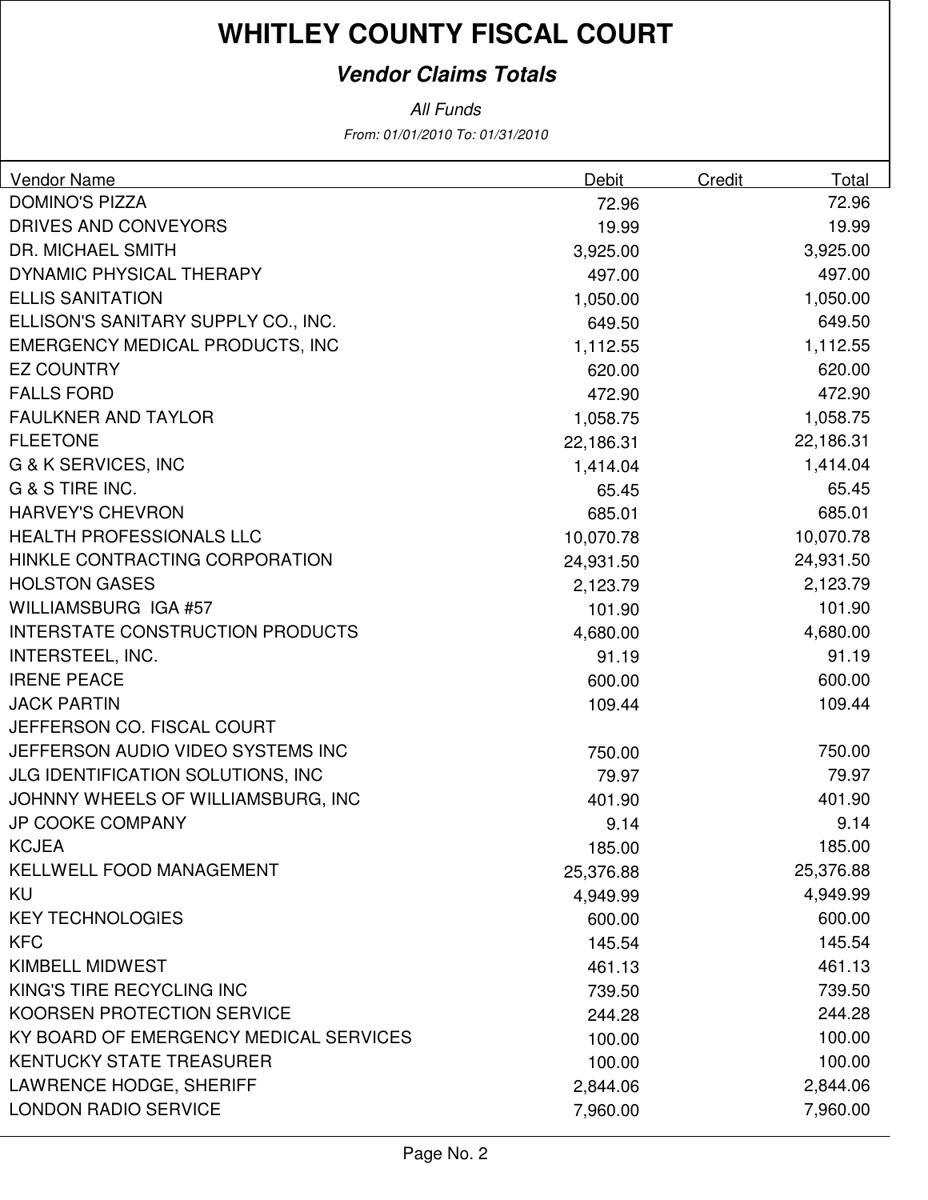# WHITLEY COUNTY FISCAL COURT

## *Vendor Claims Totals*

*All Funds*

*From: 01/01/2010 To: 01/31/2010*

| Vendor Name | Debit | Credit | Total |
|---|---|---|---|
| DOMINO'S PIZZA | 72.96 | | 72.96 |
| DRIVES AND CONVEYORS | 19.99 | | 19.99 |
| DR. MICHAEL SMITH | 3,925.00 | | 3,925.00 |
| DYNAMIC PHYSICAL THERAPY | 497.00 | | 497.00 |
| ELLIS SANITATION | 1,050.00 | | 1,050.00 |
| ELLISON'S SANITARY SUPPLY CO., INC. | 649.50 | | 649.50 |
| EMERGENCY MEDICAL PRODUCTS, INC | 1,112.55 | | 1,112.55 |
| EZ COUNTRY | 620.00 | | 620.00 |
| FALLS FORD | 472.90 | | 472.90 |
| FAULKNER AND TAYLOR | 1,058.75 | | 1,058.75 |
| FLEETONE | 22,186.31 | | 22,186.31 |
| G & K SERVICES, INC | 1,414.04 | | 1,414.04 |
| G & S TIRE INC. | 65.45 | | 65.45 |
| HARVEY'S CHEVRON | 685.01 | | 685.01 |
| HEALTH PROFESSIONALS LLC | 10,070.78 | | 10,070.78 |
| HINKLE CONTRACTING CORPORATION | 24,931.50 | | 24,931.50 |
| HOLSTON GASES | 2,123.79 | | 2,123.79 |
| WILLIAMSBURG IGA #57 | 101.90 | | 101.90 |
| INTERSTATE CONSTRUCTION PRODUCTS | 4,680.00 | | 4,680.00 |
| INTERSTEEL, INC. | 91.19 | | 91.19 |
| IRENE PEACE | 600.00 | | 600.00 |
| JACK PARTIN | 109.44 | | 109.44 |
| JEFFERSON CO. FISCAL COURT | | | |
| JEFFERSON AUDIO VIDEO SYSTEMS INC | 750.00 | | 750.00 |
| JLG IDENTIFICATION SOLUTIONS, INC | 79.97 | | 79.97 |
| JOHNNY WHEELS OF WILLIAMSBURG, INC | 401.90 | | 401.90 |
| JP COOKE COMPANY | 9.14 | | 9.14 |
| KCJEA | 185.00 | | 185.00 |
| KELLWELL FOOD MANAGEMENT | 25,376.88 | | 25,376.88 |
| KU | 4,949.99 | | 4,949.99 |
| KEY TECHNOLOGIES | 600.00 | | 600.00 |
| KFC | 145.54 | | 145.54 |
| KIMBELL MIDWEST | 461.13 | | 461.13 |
| KING'S TIRE RECYCLING INC | 739.50 | | 739.50 |
| KOORSEN PROTECTION SERVICE | 244.28 | | 244.28 |
| KY BOARD OF EMERGENCY MEDICAL SERVICES | 100.00 | | 100.00 |
| KENTUCKY STATE TREASURER | 100.00 | | 100.00 |
| LAWRENCE HODGE, SHERIFF | 2,844.06 | | 2,844.06 |
| LONDON RADIO SERVICE | 7,960.00 | | 7,960.00 |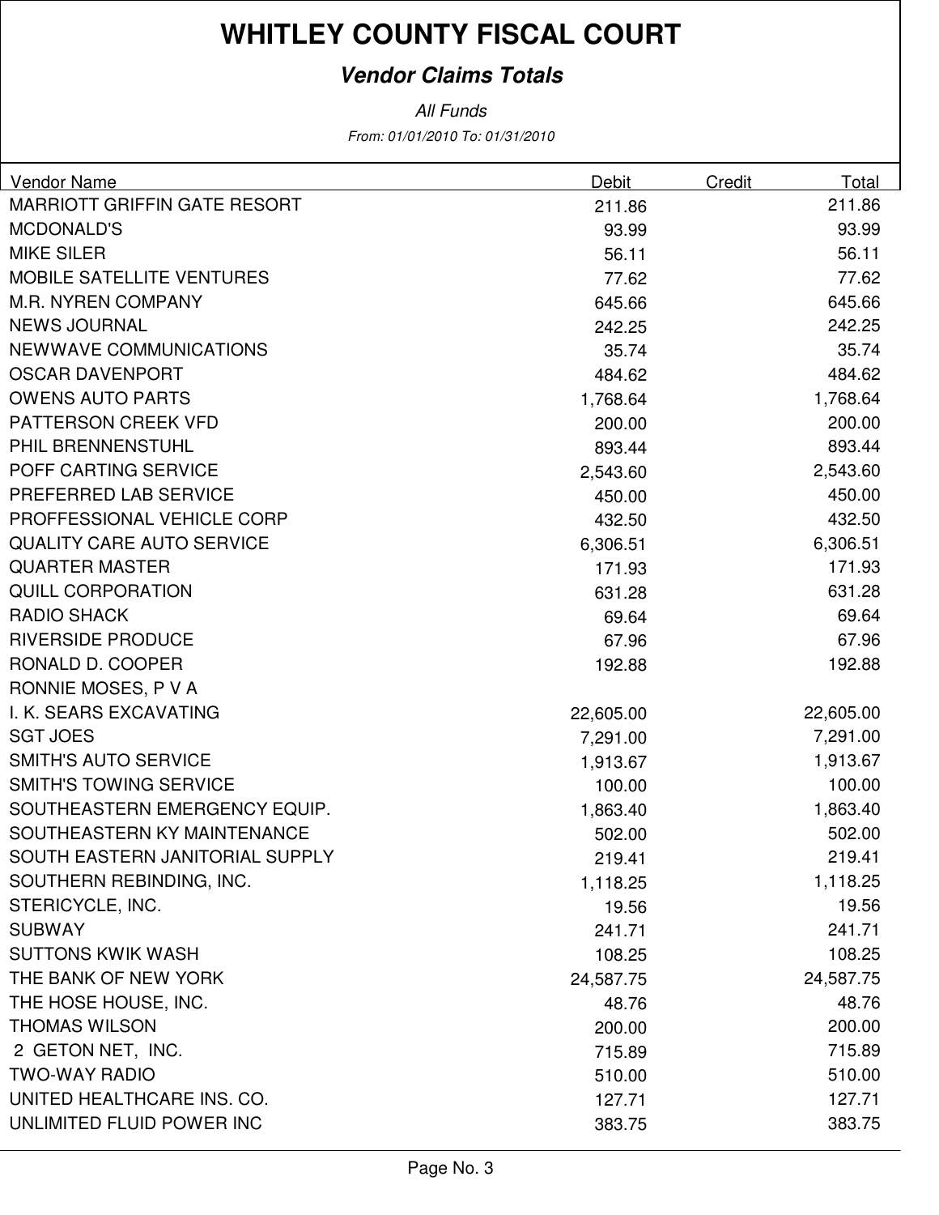# WHITLEY COUNTY FISCAL COURT

## *Vendor Claims Totals*

*All Funds*

*From: 01/01/2010 To: 01/31/2010*

| Vendor Name | Debit | Credit | Total |
|---|---|---|---|
| MARRIOTT GRIFFIN GATE RESORT | 211.86 | | 211.86 |
| MCDONALD'S | 93.99 | | 93.99 |
| MIKE SILER | 56.11 | | 56.11 |
| MOBILE SATELLITE VENTURES | 77.62 | | 77.62 |
| M.R. NYREN COMPANY | 645.66 | | 645.66 |
| NEWS JOURNAL | 242.25 | | 242.25 |
| NEWWAVE COMMUNICATIONS | 35.74 | | 35.74 |
| OSCAR DAVENPORT | 484.62 | | 484.62 |
| OWENS AUTO PARTS | 1,768.64 | | 1,768.64 |
| PATTERSON CREEK VFD | 200.00 | | 200.00 |
| PHIL BRENNENSTUHL | 893.44 | | 893.44 |
| POFF CARTING SERVICE | 2,543.60 | | 2,543.60 |
| PREFERRED LAB SERVICE | 450.00 | | 450.00 |
| PROFFESSIONAL VEHICLE CORP | 432.50 | | 432.50 |
| QUALITY CARE AUTO SERVICE | 6,306.51 | | 6,306.51 |
| QUARTER MASTER | 171.93 | | 171.93 |
| QUILL CORPORATION | 631.28 | | 631.28 |
| RADIO SHACK | 69.64 | | 69.64 |
| RIVERSIDE PRODUCE | 67.96 | | 67.96 |
| RONALD D. COOPER | 192.88 | | 192.88 |
| RONNIE MOSES, P V A | | | |
| I. K. SEARS EXCAVATING | 22,605.00 | | 22,605.00 |
| SGT JOES | 7,291.00 | | 7,291.00 |
| SMITH'S AUTO SERVICE | 1,913.67 | | 1,913.67 |
| SMITH'S TOWING SERVICE | 100.00 | | 100.00 |
| SOUTHEASTERN EMERGENCY EQUIP. | 1,863.40 | | 1,863.40 |
| SOUTHEASTERN KY MAINTENANCE | 502.00 | | 502.00 |
| SOUTH EASTERN JANITORIAL SUPPLY | 219.41 | | 219.41 |
| SOUTHERN REBINDING, INC. | 1,118.25 | | 1,118.25 |
| STERICYCLE, INC. | 19.56 | | 19.56 |
| SUBWAY | 241.71 | | 241.71 |
| SUTTONS KWIK WASH | 108.25 | | 108.25 |
| THE BANK OF NEW YORK | 24,587.75 | | 24,587.75 |
| THE HOSE HOUSE, INC. | 48.76 | | 48.76 |
| THOMAS WILSON | 200.00 | | 200.00 |
| 2 GETON NET, INC. | 715.89 | | 715.89 |
| TWO-WAY RADIO | 510.00 | | 510.00 |
| UNITED HEALTHCARE INS. CO. | 127.71 | | 127.71 |
| UNLIMITED FLUID POWER INC | 383.75 | | 383.75 |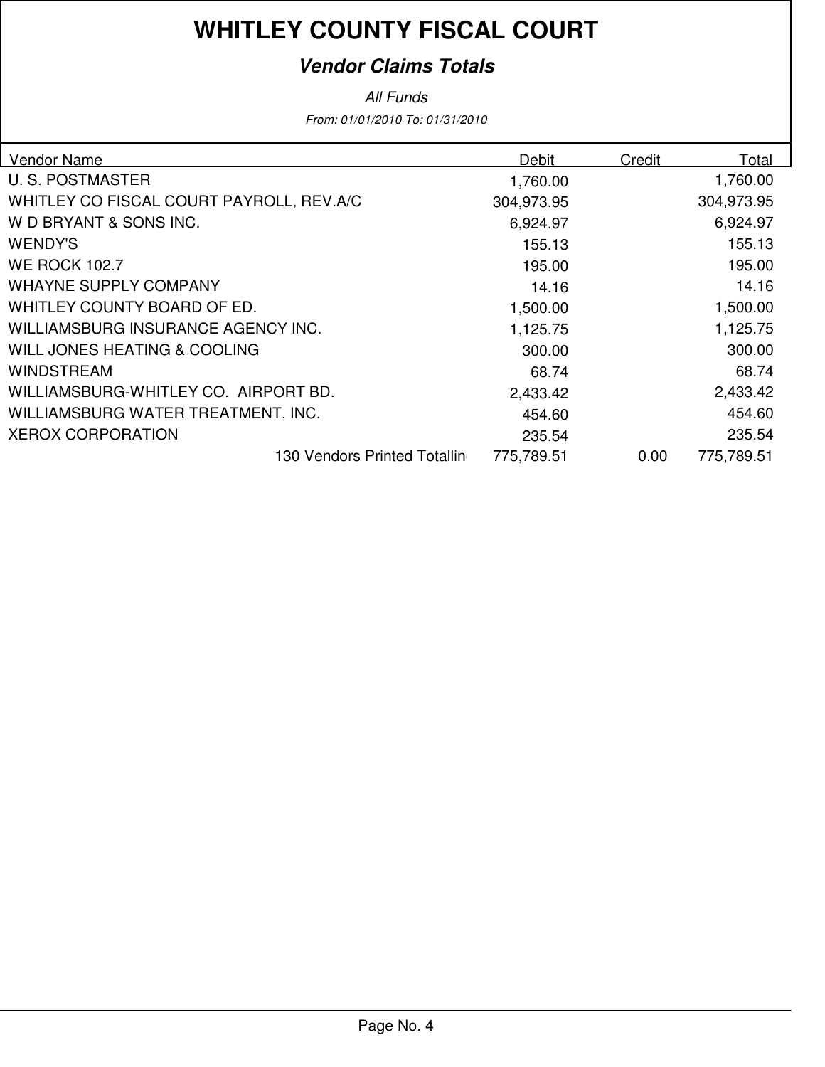# WHITLEY COUNTY FISCAL COURT

## *Vendor Claims Totals*

*All Funds*

*From: 01/01/2010 To: 01/31/2010*

| Vendor Name | Debit | Credit | Total |
|---|---|---|---|
| U. S. POSTMASTER | 1,760.00 | | 1,760.00 |
| WHITLEY CO FISCAL COURT PAYROLL, REV.A/C | 304,973.95 | | 304,973.95 |
| W D BRYANT & SONS INC. | 6,924.97 | | 6,924.97 |
| WENDY'S | 155.13 | | 155.13 |
| WE ROCK 102.7 | 195.00 | | 195.00 |
| WHAYNE SUPPLY COMPANY | 14.16 | | 14.16 |
| WHITLEY COUNTY BOARD OF ED. | 1,500.00 | | 1,500.00 |
| WILLIAMSBURG INSURANCE AGENCY INC. | 1,125.75 | | 1,125.75 |
| WILL JONES HEATING & COOLING | 300.00 | | 300.00 |
| WINDSTREAM | 68.74 | | 68.74 |
| WILLIAMSBURG-WHITLEY CO. AIRPORT BD. | 2,433.42 | | 2,433.42 |
| WILLIAMSBURG WATER TREATMENT, INC. | 454.60 | | 454.60 |
| XEROX CORPORATION | 235.54 | | 235.54 |
| 130 Vendors Printed Totallin | 775,789.51 | 0.00 | 775,789.51 |